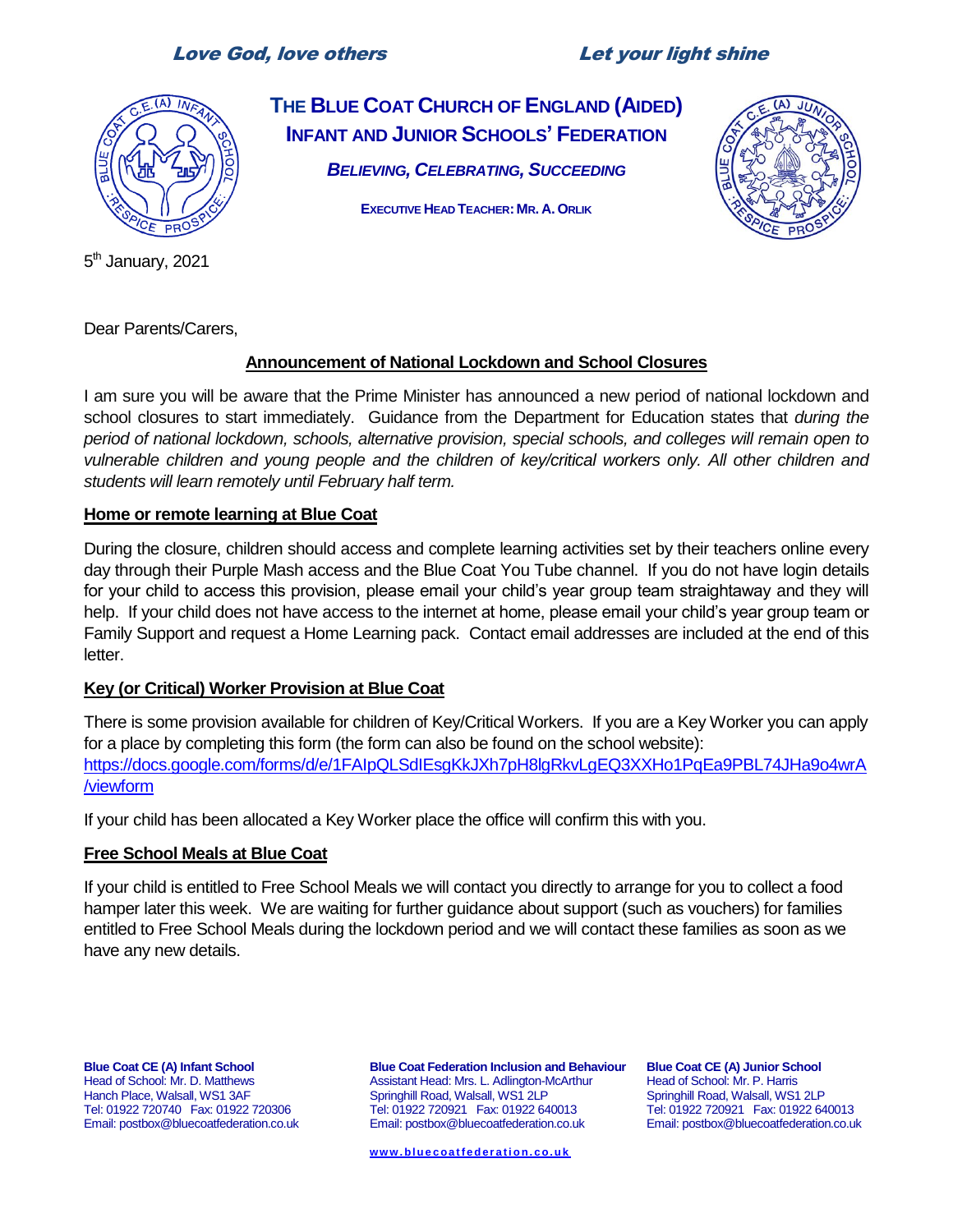*Love God, love others* *Let your light shine*

# THE BLUE COAT CHURCH OF ENGLAND (AIDED) INFANT AND JUNIOR SCHOOLS' FEDERATION

***BELIEVING, CELEBRATING, SUCCEEDING***

**EXECUTIVE HEAD TEACHER: MR. A. ORLIK**

5th January, 2021

Dear Parents/Carers,

## Announcement of National Lockdown and School Closures

I am sure you will be aware that the Prime Minister has announced a new period of national lockdown and school closures to start immediately. Guidance from the Department for Education states that *during the period of national lockdown, schools, alternative provision, special schools, and colleges will remain open to vulnerable children and young people and the children of key/critical workers only. All other children and students will learn remotely until February half term.*

### Home or remote learning at Blue Coat

During the closure, children should access and complete learning activities set by their teachers online every day through their Purple Mash access and the Blue Coat You Tube channel. If you do not have login details for your child to access this provision, please email your child's year group team straightaway and they will help. If your child does not have access to the internet at home, please email your child's year group team or Family Support and request a Home Learning pack. Contact email addresses are included at the end of this letter.

### Key (or Critical) Worker Provision at Blue Coat

There is some provision available for children of Key/Critical Workers. If you are a Key Worker you can apply for a place by completing this form (the form can also be found on the school website):
https://docs.google.com/forms/d/e/1FAIpQLSdIEsgKkJXh7pH8lgRkvLgEQ3XXHo1PqEa9PBL74JHa9o4wrA/viewform

If your child has been allocated a Key Worker place the office will confirm this with you.

### Free School Meals at Blue Coat

If your child is entitled to Free School Meals we will contact you directly to arrange for you to collect a food hamper later this week. We are waiting for further guidance about support (such as vouchers) for families entitled to Free School Meals during the lockdown period and we will contact these families as soon as we have any new details.

**Blue Coat CE (A) Infant School**
Head of School: Mr. D. Matthews
Hanch Place, Walsall, WS1 3AF
Tel: 01922 720740 Fax: 01922 720306
Email: postbox@bluecoatfederation.co.uk

**Blue Coat Federation Inclusion and Behaviour**
Assistant Head: Mrs. L. Adlington-McArthur
Springhill Road, Walsall, WS1 2LP
Tel: 01922 720921 Fax: 01922 640013
Email: postbox@bluecoatfederation.co.uk

**Blue Coat CE (A) Junior School**
Head of School: Mr. P. Harris
Springhill Road, Walsall, WS1 2LP
Tel: 01922 720921 Fax: 01922 640013
Email: postbox@bluecoatfederation.co.uk

www.bluecoatfederation.co.uk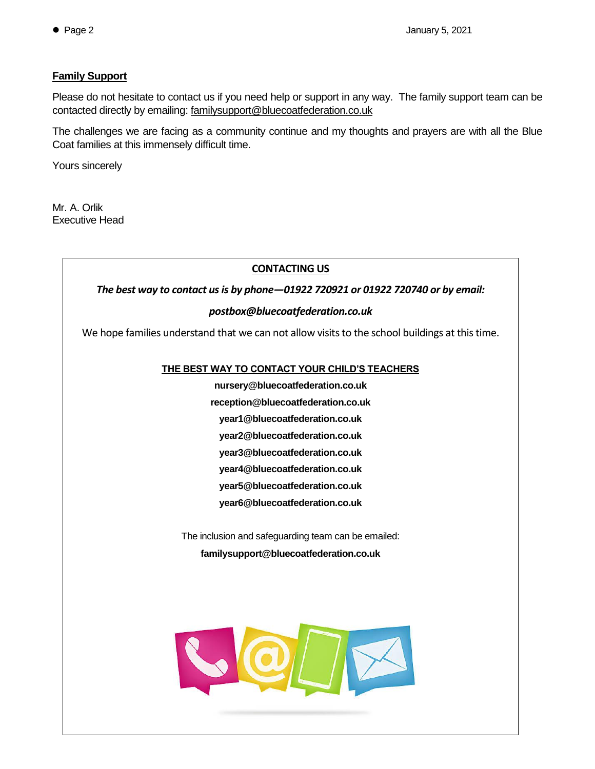## Family Support

Please do not hesitate to contact us if you need help or support in any way. The family support team can be contacted directly by emailing: familysupport@bluecoatfederation.co.uk

The challenges we are facing as a community continue and my thoughts and prayers are with all the Blue Coat families at this immensely difficult time.

Yours sincerely

Mr. A. Orlik
Executive Head

## CONTACTING US

***The best way to contact us is by phone—01922 720921 or 01922 720740 or by email:***

***postbox@bluecoatfederation.co.uk***

We hope families understand that we can not allow visits to the school buildings at this time.

### THE BEST WAY TO CONTACT YOUR CHILD'S TEACHERS

**nursery@bluecoatfederation.co.uk**

**reception@bluecoatfederation.co.uk**

**year1@bluecoatfederation.co.uk**

**year2@bluecoatfederation.co.uk**

**year3@bluecoatfederation.co.uk**

**year4@bluecoatfederation.co.uk**

**year5@bluecoatfederation.co.uk**

**year6@bluecoatfederation.co.uk**

The inclusion and safeguarding team can be emailed:

**familysupport@bluecoatfederation.co.uk**